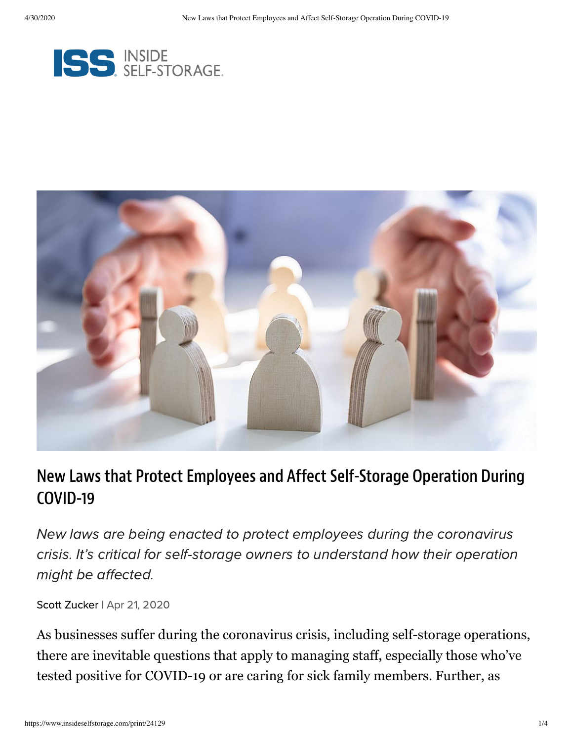# New Laws that Protect Employees and Affect Self-Storage Operation During COVID-19

*New laws are being enacted to protect employees during the coronavirus crisis. It's critical for self-storage owners to understand how their operation might be affected.*

Scott Zucker | Apr 21, 2020

As businesses suffer during the coronavirus crisis, including self-storage operations, there are inevitable questions that apply to managing staff, especially those who've tested positive for COVID-19 or are caring for sick family members. Further, as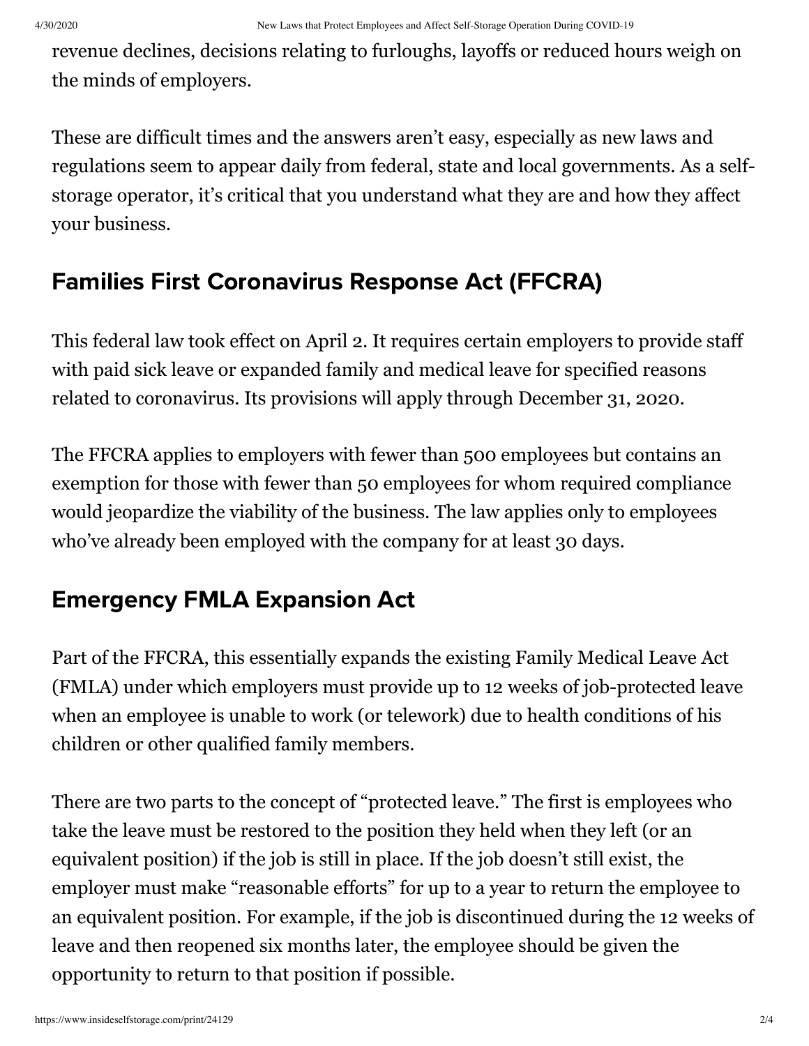revenue declines, decisions relating to furloughs, layoffs or reduced hours weigh on the minds of employers.

These are difficult times and the answers aren't easy, especially as new laws and regulations seem to appear daily from federal, state and local governments. As a self-storage operator, it's critical that you understand what they are and how they affect your business.

## Families First Coronavirus Response Act (FFCRA)

This federal law took effect on April 2. It requires certain employers to provide staff with paid sick leave or expanded family and medical leave for specified reasons related to coronavirus. Its provisions will apply through December 31, 2020.

The FFCRA applies to employers with fewer than 500 employees but contains an exemption for those with fewer than 50 employees for whom required compliance would jeopardize the viability of the business. The law applies only to employees who've already been employed with the company for at least 30 days.

## Emergency FMLA Expansion Act

Part of the FFCRA, this essentially expands the existing Family Medical Leave Act (FMLA) under which employers must provide up to 12 weeks of job-protected leave when an employee is unable to work (or telework) due to health conditions of his children or other qualified family members.

There are two parts to the concept of "protected leave." The first is employees who take the leave must be restored to the position they held when they left (or an equivalent position) if the job is still in place. If the job doesn't still exist, the employer must make "reasonable efforts" for up to a year to return the employee to an equivalent position. For example, if the job is discontinued during the 12 weeks of leave and then reopened six months later, the employee should be given the opportunity to return to that position if possible.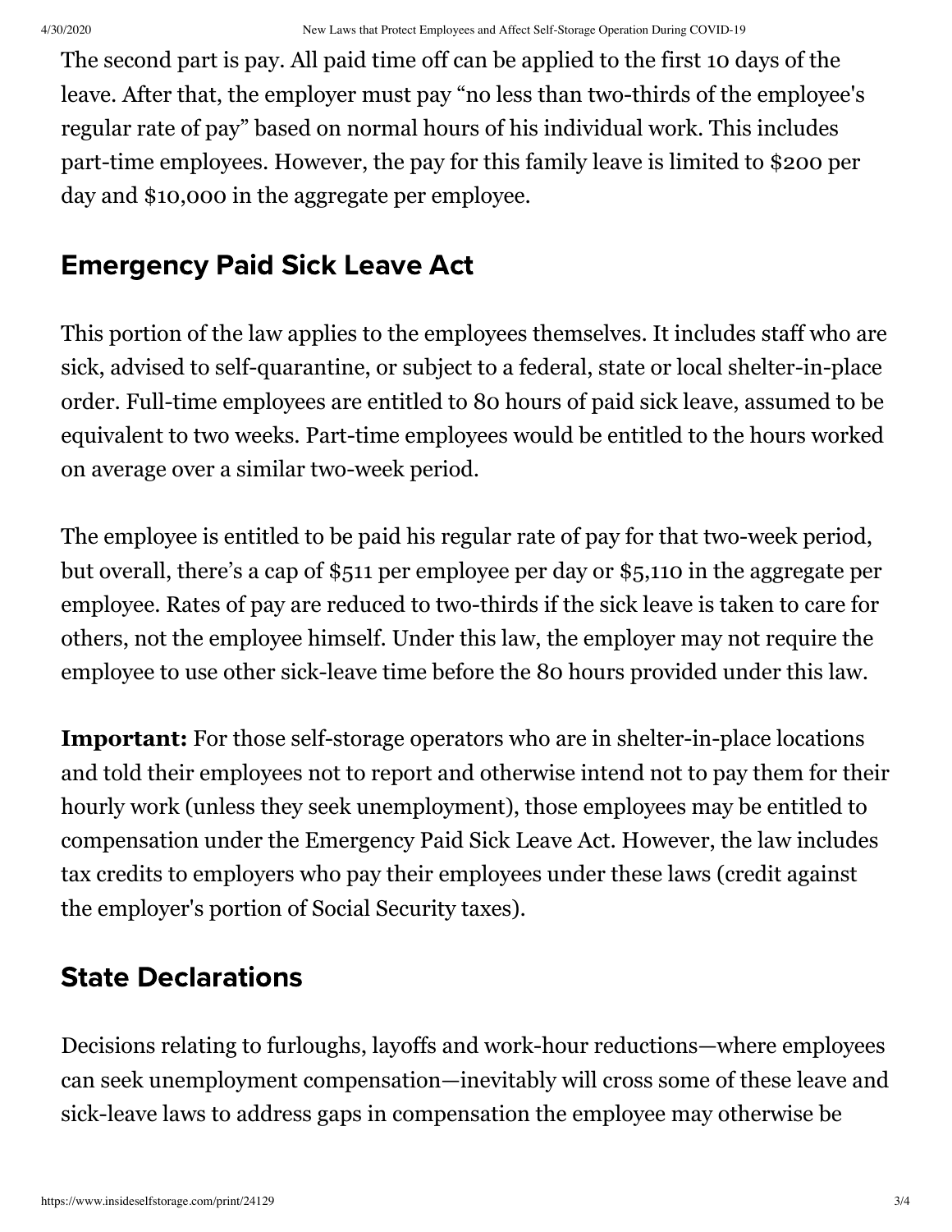The second part is pay. All paid time off can be applied to the first 10 days of the leave. After that, the employer must pay "no less than two-thirds of the employee's regular rate of pay" based on normal hours of his individual work. This includes part-time employees. However, the pay for this family leave is limited to $200 per day and $10,000 in the aggregate per employee.

## Emergency Paid Sick Leave Act

This portion of the law applies to the employees themselves. It includes staff who are sick, advised to self-quarantine, or subject to a federal, state or local shelter-in-place order. Full-time employees are entitled to 80 hours of paid sick leave, assumed to be equivalent to two weeks. Part-time employees would be entitled to the hours worked on average over a similar two-week period.

The employee is entitled to be paid his regular rate of pay for that two-week period, but overall, there's a cap of $511 per employee per day or $5,110 in the aggregate per employee. Rates of pay are reduced to two-thirds if the sick leave is taken to care for others, not the employee himself. Under this law, the employer may not require the employee to use other sick-leave time before the 80 hours provided under this law.

**Important:** For those self-storage operators who are in shelter-in-place locations and told their employees not to report and otherwise intend not to pay them for their hourly work (unless they seek unemployment), those employees may be entitled to compensation under the Emergency Paid Sick Leave Act. However, the law includes tax credits to employers who pay their employees under these laws (credit against the employer's portion of Social Security taxes).

## State Declarations

Decisions relating to furloughs, layoffs and work-hour reductions—where employees can seek unemployment compensation—inevitably will cross some of these leave and sick-leave laws to address gaps in compensation the employee may otherwise be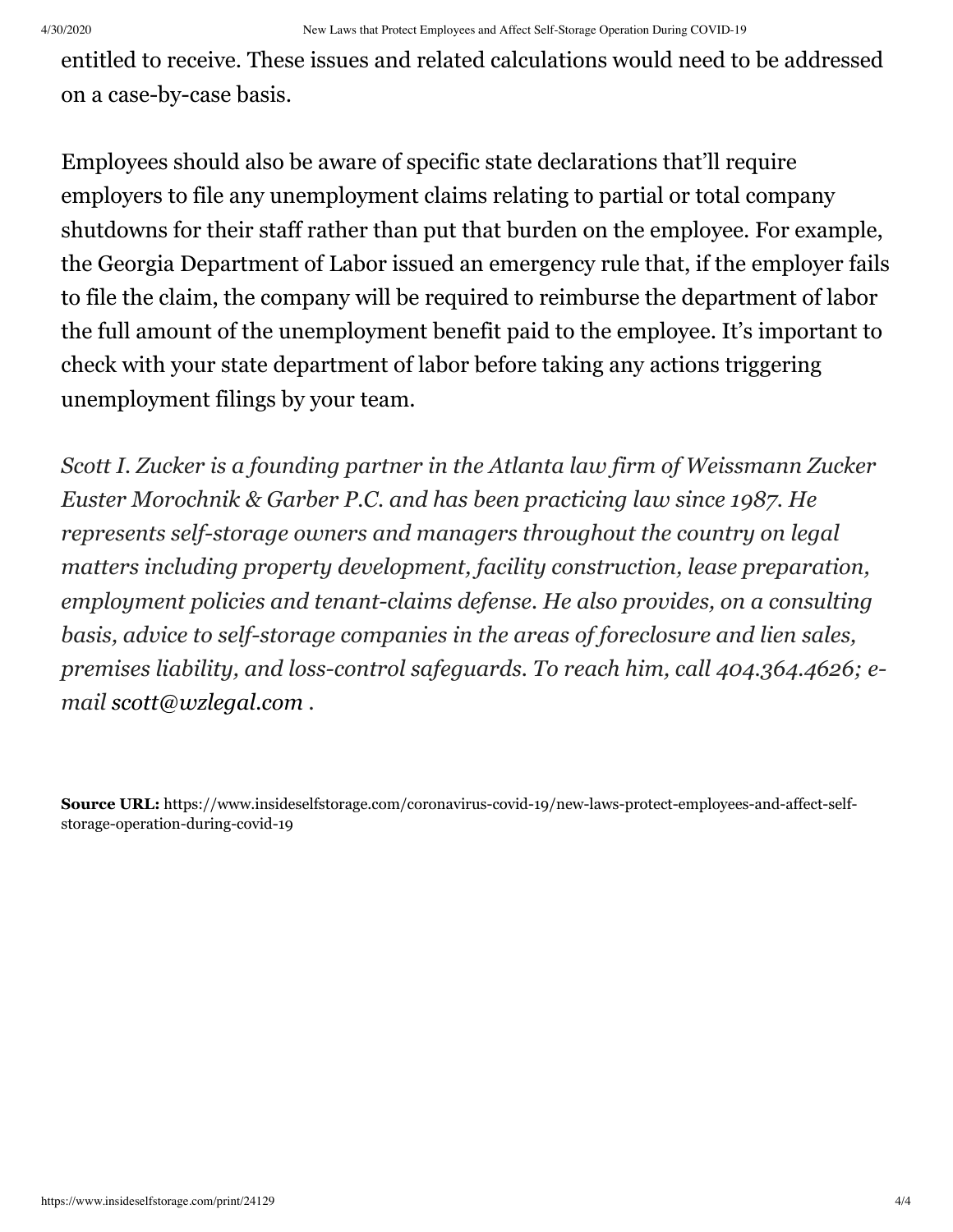entitled to receive. These issues and related calculations would need to be addressed on a case-by-case basis.

Employees should also be aware of specific state declarations that'll require employers to file any unemployment claims relating to partial or total company shutdowns for their staff rather than put that burden on the employee. For example, the Georgia Department of Labor issued an emergency rule that, if the employer fails to file the claim, the company will be required to reimburse the department of labor the full amount of the unemployment benefit paid to the employee. It's important to check with your state department of labor before taking any actions triggering unemployment filings by your team.

*Scott I. Zucker is a founding partner in the Atlanta law firm of Weissmann Zucker Euster Morochnik & Garber P.C. and has been practicing law since 1987. He represents self-storage owners and managers throughout the country on legal matters including property development, facility construction, lease preparation, employment policies and tenant-claims defense. He also provides, on a consulting basis, advice to self-storage companies in the areas of foreclosure and lien sales, premises liability, and loss-control safeguards. To reach him, call 404.364.4626; e-mail scott@wzlegal.com .*

**Source URL:** https://www.insideselfstorage.com/coronavirus-covid-19/new-laws-protect-employees-and-affect-self-storage-operation-during-covid-19